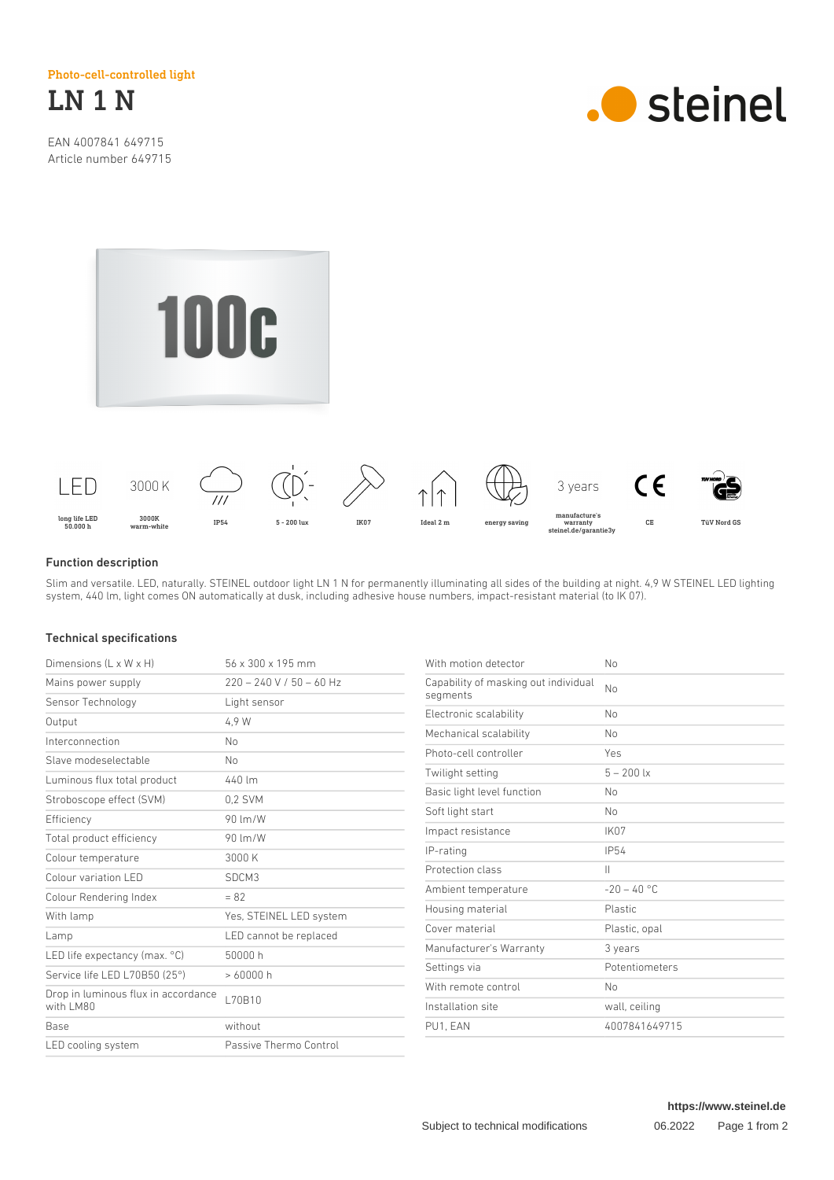Photo-cell-controlled light

# LN 1 N

EAN 4007841 649715
Article number 649715

| LED | 3000 K | | | | | | 3 years | | |
|---|---|---|---|---|---|---|---|---|---|
| long life LED 50.000 h | 3000K warm-white | IP54 | 5 - 200 lux | IK07 | Ideal 2 m | energy saving | manufacture's warranty steinel.de/garantie3y | CE | TÜV Nord GS |

## Function description

Slim and versatile. LED, naturally. STEINEL outdoor light LN 1 N for permanently illuminating all sides of the building at night. 4,9 W STEINEL LED lighting system, 440 lm, light comes ON automatically at dusk, including adhesive house numbers, impact-resistant material (to IK 07).

## Technical specifications

| | |
|---|---|
| Dimensions (L x W x H) | 56 x 300 x 195 mm |
| Mains power supply | 220 – 240 V / 50 – 60 Hz |
| Sensor Technology | Light sensor |
| Output | 4,9 W |
| Interconnection | No |
| Slave modeselectable | No |
| Luminous flux total product | 440 lm |
| Stroboscope effect (SVM) | 0,2 SVM |
| Efficiency | 90 lm/W |
| Total product efficiency | 90 lm/W |
| Colour temperature | 3000 K |
| Colour variation LED | SDCM3 |
| Colour Rendering Index | = 82 |
| With lamp | Yes, STEINEL LED system |
| Lamp | LED cannot be replaced |
| LED life expectancy (max. °C) | 50000 h |
| Service life LED L70B50 (25°) | > 60000 h |
| Drop in luminous flux in accordance with LM80 | L70B10 |
| Base | without |
| LED cooling system | Passive Thermo Control |
| With motion detector | No |
| Capability of masking out individual segments | No |
| Electronic scalability | No |
| Mechanical scalability | No |
| Photo-cell controller | Yes |
| Twilight setting | 5 – 200 lx |
| Basic light level function | No |
| Soft light start | No |
| Impact resistance | IK07 |
| IP-rating | IP54 |
| Protection class | II |
| Ambient temperature | -20 – 40 °C |
| Housing material | Plastic |
| Cover material | Plastic, opal |
| Manufacturer's Warranty | 3 years |
| Settings via | Potentiometers |
| With remote control | No |
| Installation site | wall, ceiling |
| PU1, EAN | 4007841649715 |

https://www.steinel.de

Subject to technical modifications 06.2022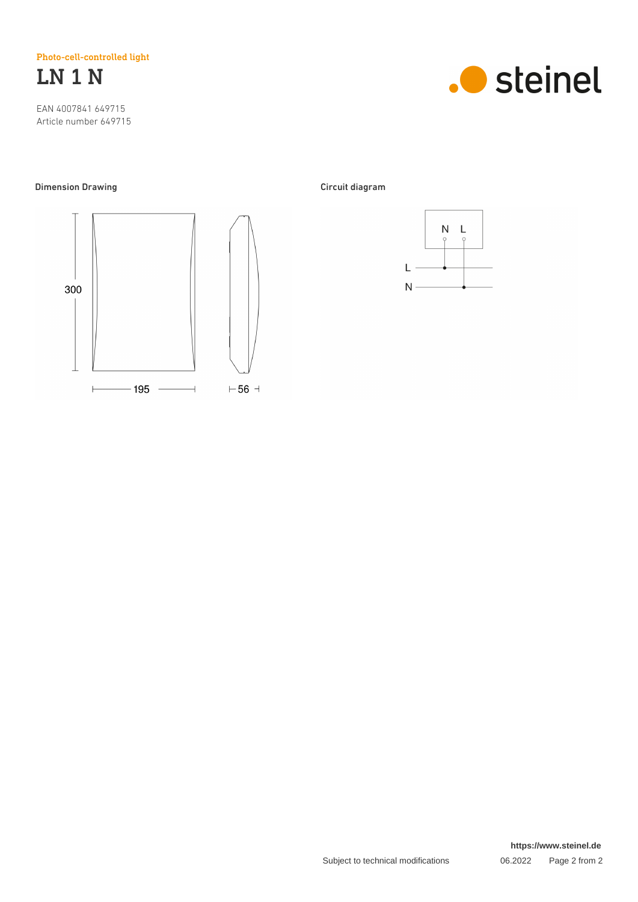Photo-cell-controlled light

# LN 1 N

EAN 4007841 649715
Article number 649715

steinel

## Dimension Drawing

300

195

56

## Circuit diagram

N L

L

N

https://www.steinel.de

Subject to technical modifications

06.2022